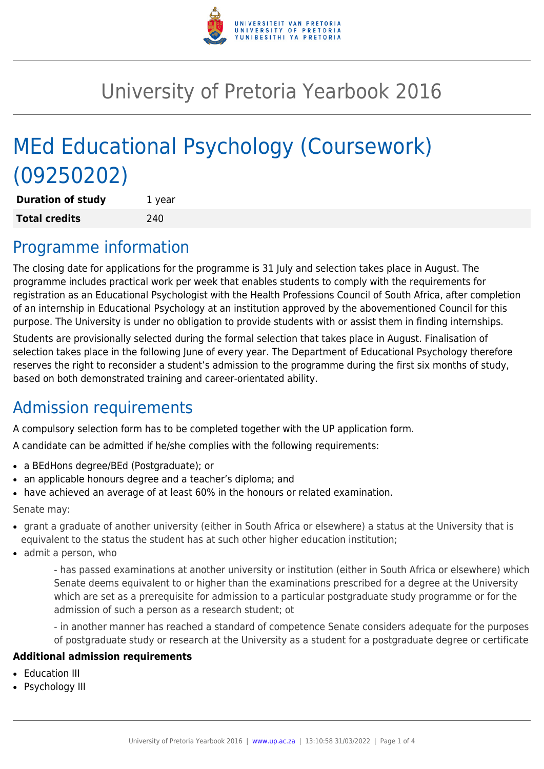# University of Pretoria Yearbook 2016

# MEd Educational Psychology (Coursework) (09250202)

| **Duration of study** | 1 year |
|---|---|
| **Total credits** | 240 |

## Programme information

The closing date for applications for the programme is 31 July and selection takes place in August. The programme includes practical work per week that enables students to comply with the requirements for registration as an Educational Psychologist with the Health Professions Council of South Africa, after completion of an internship in Educational Psychology at an institution approved by the abovementioned Council for this purpose. The University is under no obligation to provide students with or assist them in finding internships.

Students are provisionally selected during the formal selection that takes place in August. Finalisation of selection takes place in the following June of every year. The Department of Educational Psychology therefore reserves the right to reconsider a student's admission to the programme during the first six months of study, based on both demonstrated training and career-orientated ability.

## Admission requirements

A compulsory selection form has to be completed together with the UP application form.

A candidate can be admitted if he/she complies with the following requirements:

- a BEdHons degree/BEd (Postgraduate); or
- an applicable honours degree and a teacher's diploma; and
- have achieved an average of at least 60% in the honours or related examination.

Senate may:

- grant a graduate of another university (either in South Africa or elsewhere) a status at the University that is equivalent to the status the student has at such other higher education institution;
- admit a person, who

    - has passed examinations at another university or institution (either in South Africa or elsewhere) which Senate deems equivalent to or higher than the examinations prescribed for a degree at the University which are set as a prerequisite for admission to a particular postgraduate study programme or for the admission of such a person as a research student; ot

    - in another manner has reached a standard of competence Senate considers adequate for the purposes of postgraduate study or research at the University as a student for a postgraduate degree or certificate

**Additional admission requirements**

- Education III
- Psychology III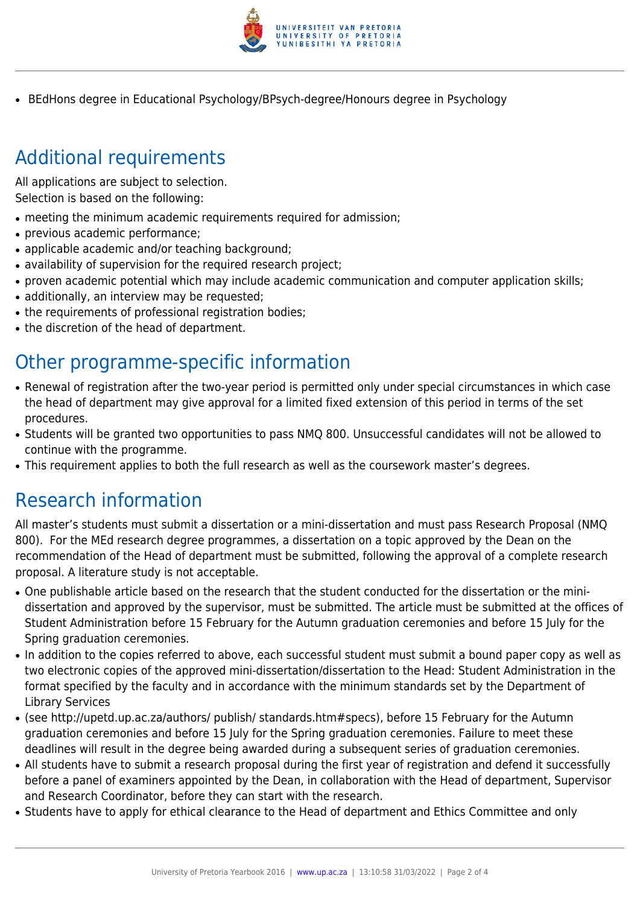- BEdHons degree in Educational Psychology/BPsych-degree/Honours degree in Psychology

## Additional requirements

All applications are subject to selection.
Selection is based on the following:

- meeting the minimum academic requirements required for admission;
- previous academic performance;
- applicable academic and/or teaching background;
- availability of supervision for the required research project;
- proven academic potential which may include academic communication and computer application skills;
- additionally, an interview may be requested;
- the requirements of professional registration bodies;
- the discretion of the head of department.

## Other programme-specific information

- Renewal of registration after the two-year period is permitted only under special circumstances in which case the head of department may give approval for a limited fixed extension of this period in terms of the set procedures.
- Students will be granted two opportunities to pass NMQ 800. Unsuccessful candidates will not be allowed to continue with the programme.
- This requirement applies to both the full research as well as the coursework master's degrees.

## Research information

All master's students must submit a dissertation or a mini-dissertation and must pass Research Proposal (NMQ 800). For the MEd research degree programmes, a dissertation on a topic approved by the Dean on the recommendation of the Head of department must be submitted, following the approval of a complete research proposal. A literature study is not acceptable.

- One publishable article based on the research that the student conducted for the dissertation or the mini-dissertation and approved by the supervisor, must be submitted. The article must be submitted at the offices of Student Administration before 15 February for the Autumn graduation ceremonies and before 15 July for the Spring graduation ceremonies.
- In addition to the copies referred to above, each successful student must submit a bound paper copy as well as two electronic copies of the approved mini-dissertation/dissertation to the Head: Student Administration in the format specified by the faculty and in accordance with the minimum standards set by the Department of Library Services
- (see http://upetd.up.ac.za/authors/ publish/ standards.htm#specs), before 15 February for the Autumn graduation ceremonies and before 15 July for the Spring graduation ceremonies. Failure to meet these deadlines will result in the degree being awarded during a subsequent series of graduation ceremonies.
- All students have to submit a research proposal during the first year of registration and defend it successfully before a panel of examiners appointed by the Dean, in collaboration with the Head of department, Supervisor and Research Coordinator, before they can start with the research.
- Students have to apply for ethical clearance to the Head of department and Ethics Committee and only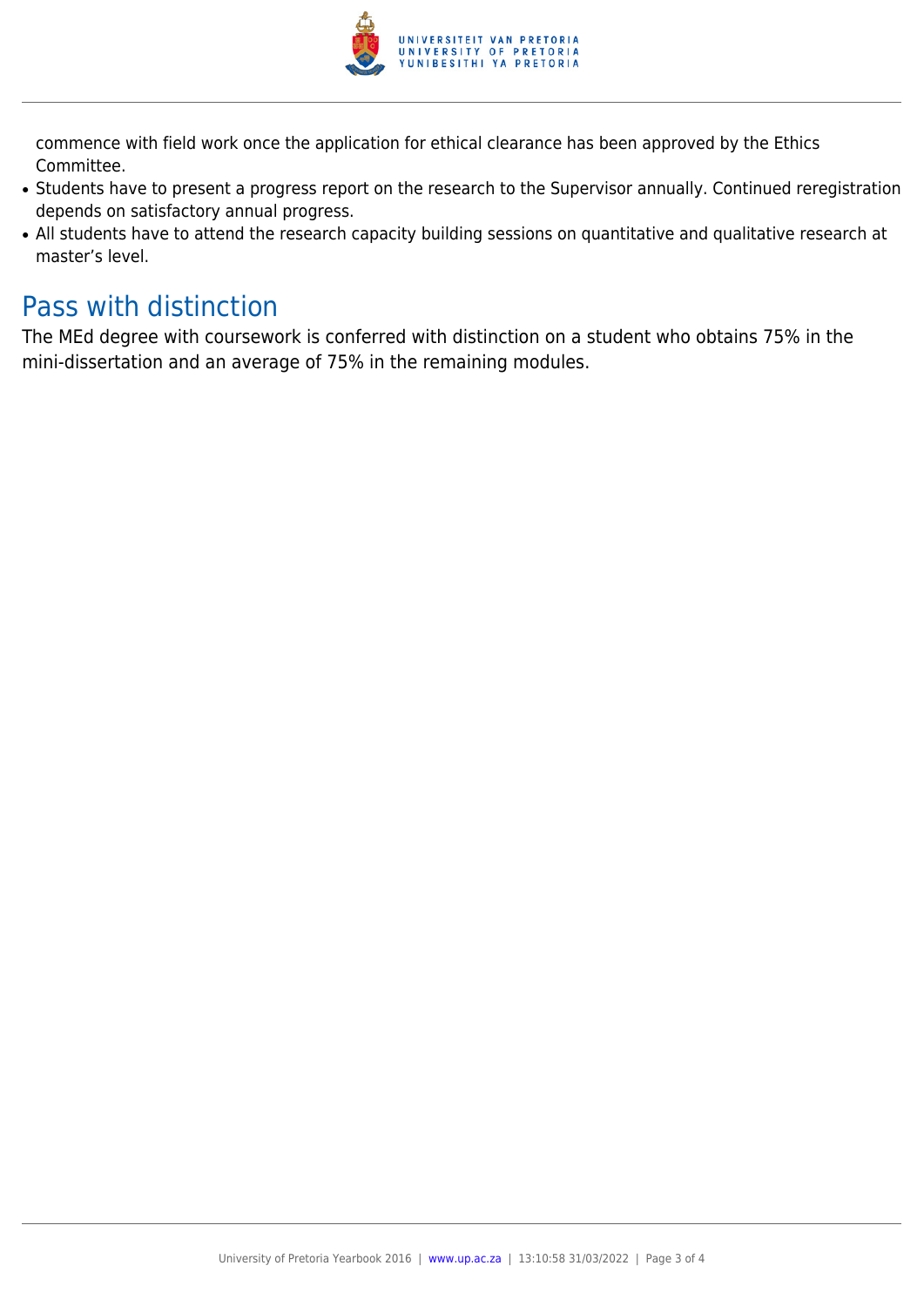commence with field work once the application for ethical clearance has been approved by the Ethics Committee.

- Students have to present a progress report on the research to the Supervisor annually. Continued reregistration depends on satisfactory annual progress.
- All students have to attend the research capacity building sessions on quantitative and qualitative research at master's level.

## Pass with distinction

The MEd degree with coursework is conferred with distinction on a student who obtains 75% in the mini-dissertation and an average of 75% in the remaining modules.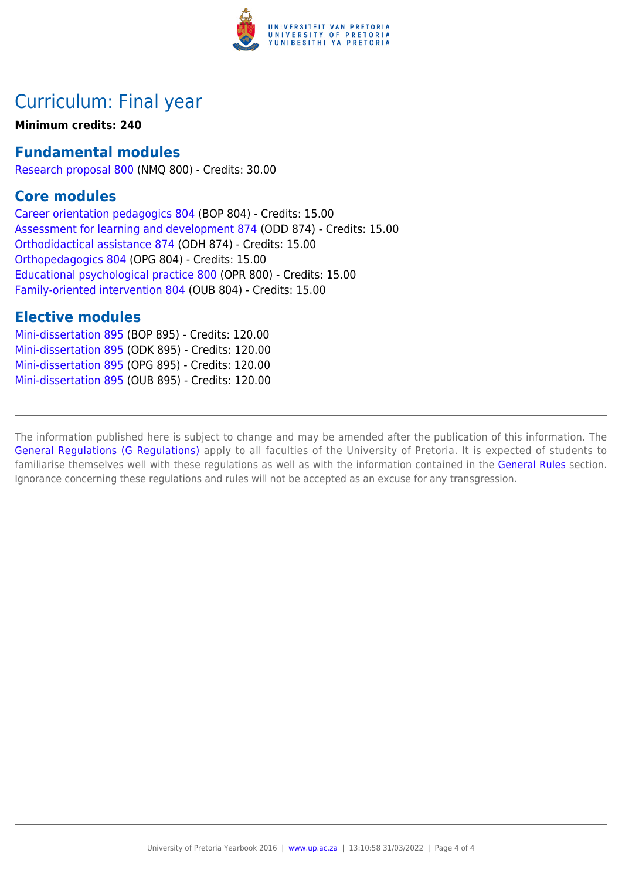# Curriculum: Final year

**Minimum credits: 240**

## Fundamental modules

Research proposal 800 (NMQ 800) - Credits: 30.00

## Core modules

Career orientation pedagogics 804 (BOP 804) - Credits: 15.00
Assessment for learning and development 874 (ODD 874) - Credits: 15.00
Orthodidactical assistance 874 (ODH 874) - Credits: 15.00
Orthopedagogics 804 (OPG 804) - Credits: 15.00
Educational psychological practice 800 (OPR 800) - Credits: 15.00
Family-oriented intervention 804 (OUB 804) - Credits: 15.00

## Elective modules

Mini-dissertation 895 (BOP 895) - Credits: 120.00
Mini-dissertation 895 (ODK 895) - Credits: 120.00
Mini-dissertation 895 (OPG 895) - Credits: 120.00
Mini-dissertation 895 (OUB 895) - Credits: 120.00

---

The information published here is subject to change and may be amended after the publication of this information. The General Regulations (G Regulations) apply to all faculties of the University of Pretoria. It is expected of students to familiarise themselves well with these regulations as well as with the information contained in the General Rules section. Ignorance concerning these regulations and rules will not be accepted as an excuse for any transgression.